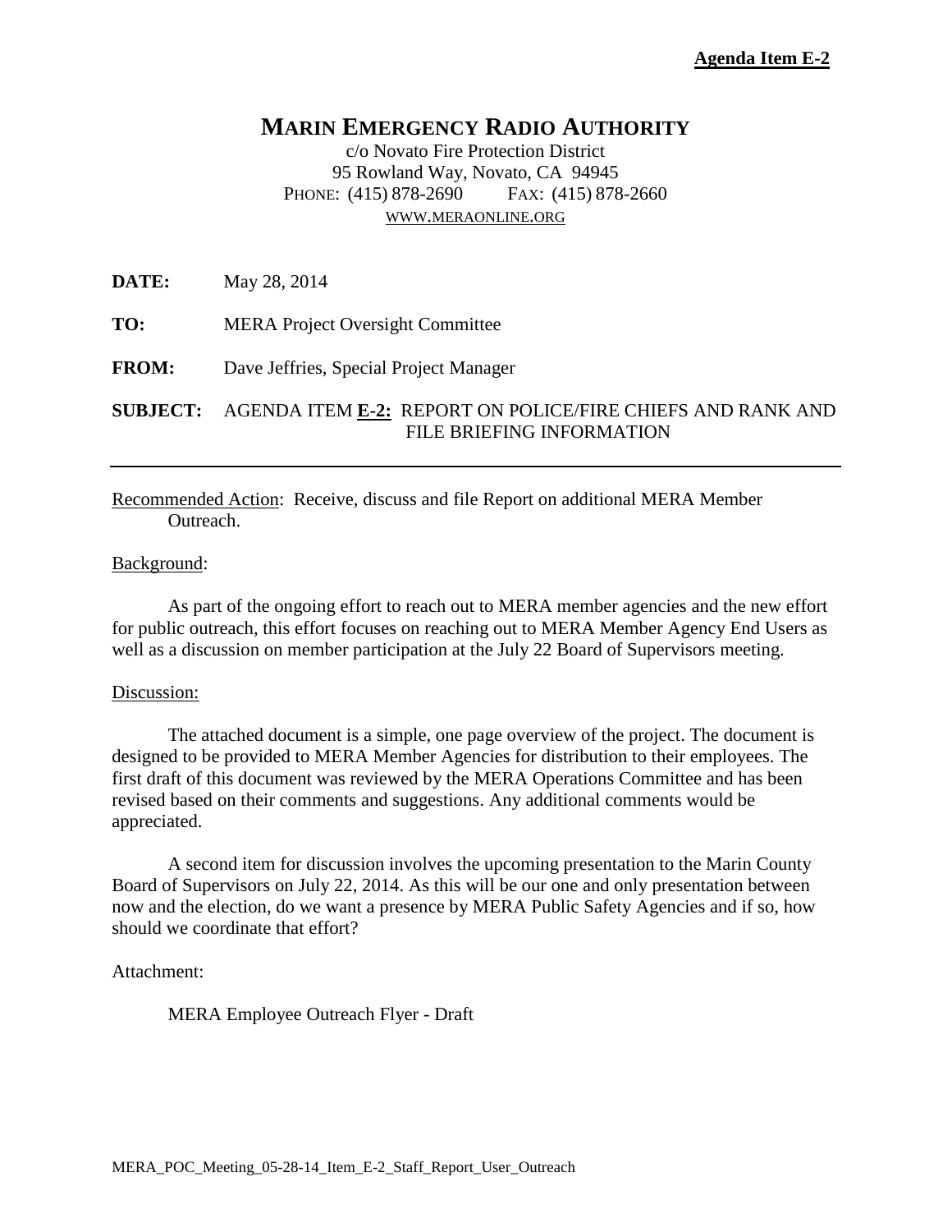**Agenda Item E-2**

# MARIN EMERGENCY RADIO AUTHORITY

c/o Novato Fire Protection District
95 Rowland Way, Novato, CA 94945
PHONE: (415) 878-2690 FAX: (415) 878-2660
WWW.MERAONLINE.ORG

**DATE:** May 28, 2014

**TO:** MERA Project Oversight Committee

**FROM:** Dave Jeffries, Special Project Manager

**SUBJECT:** AGENDA ITEM **E-2:** REPORT ON POLICE/FIRE CHIEFS AND RANK AND FILE BRIEFING INFORMATION

---

Recommended Action: Receive, discuss and file Report on additional MERA Member Outreach.

Background:

As part of the ongoing effort to reach out to MERA member agencies and the new effort for public outreach, this effort focuses on reaching out to MERA Member Agency End Users as well as a discussion on member participation at the July 22 Board of Supervisors meeting.

Discussion:

The attached document is a simple, one page overview of the project. The document is designed to be provided to MERA Member Agencies for distribution to their employees. The first draft of this document was reviewed by the MERA Operations Committee and has been revised based on their comments and suggestions. Any additional comments would be appreciated.

A second item for discussion involves the upcoming presentation to the Marin County Board of Supervisors on July 22, 2014. As this will be our one and only presentation between now and the election, do we want a presence by MERA Public Safety Agencies and if so, how should we coordinate that effort?

Attachment:

MERA Employee Outreach Flyer - Draft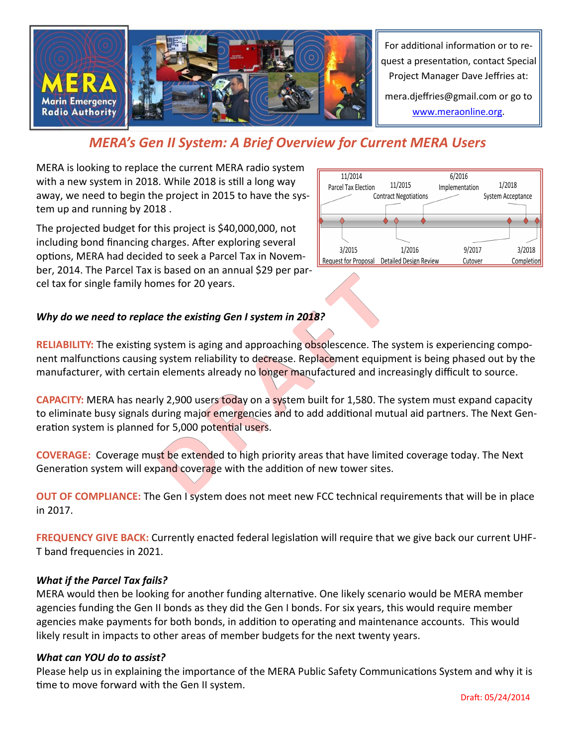MERA Marin Emergency Radio Authority

For additional information or to request a presentation, contact Special Project Manager Dave Jeffries at:

mera.djeffries@gmail.com or go to [www.meraonline.org](www.meraonline.org).

## *MERA's Gen II System: A Brief Overview for Current MERA Users*

MERA is looking to replace the current MERA radio system with a new system in 2018. While 2018 is still a long way away, we need to begin the project in 2015 to have the system up and running by 2018 .

The projected budget for this project is $40,000,000, not including bond financing charges. After exploring several options, MERA had decided to seek a Parcel Tax in November, 2014. The Parcel Tax is based on an annual $29 per parcel tax for single family homes for 20 years.

11/2014 Parcel Tax Election
3/2015 Request for Proposal
11/2015 Contract Negotiations
1/2016 Detailed Design Review
6/2016 Implementation
9/2017 Cutover
1/2018 System Acceptance
3/2018 Completion

### *Why do we need to replace the existing Gen I system in 2018?*

**RELIABILITY:** The existing system is aging and approaching obsolescence. The system is experiencing component malfunctions causing system reliability to decrease. Replacement equipment is being phased out by the manufacturer, with certain elements already no longer manufactured and increasingly difficult to source.

**CAPACITY:** MERA has nearly 2,900 users today on a system built for 1,580. The system must expand capacity to eliminate busy signals during major emergencies and to add additional mutual aid partners. The Next Generation system is planned for 5,000 potential users.

**COVERAGE:** Coverage must be extended to high priority areas that have limited coverage today. The Next Generation system will expand coverage with the addition of new tower sites.

**OUT OF COMPLIANCE:** The Gen I system does not meet new FCC technical requirements that will be in place in 2017.

**FREQUENCY GIVE BACK:** Currently enacted federal legislation will require that we give back our current UHF-T band frequencies in 2021.

### *What if the Parcel Tax fails?*

MERA would then be looking for another funding alternative. One likely scenario would be MERA member agencies funding the Gen II bonds as they did the Gen I bonds. For six years, this would require member agencies make payments for both bonds, in addition to operating and maintenance accounts. This would likely result in impacts to other areas of member budgets for the next twenty years.

### *What can YOU do to assist?*

Please help us in explaining the importance of the MERA Public Safety Communications System and why it is time to move forward with the Gen II system.

Draft: 05/24/2014